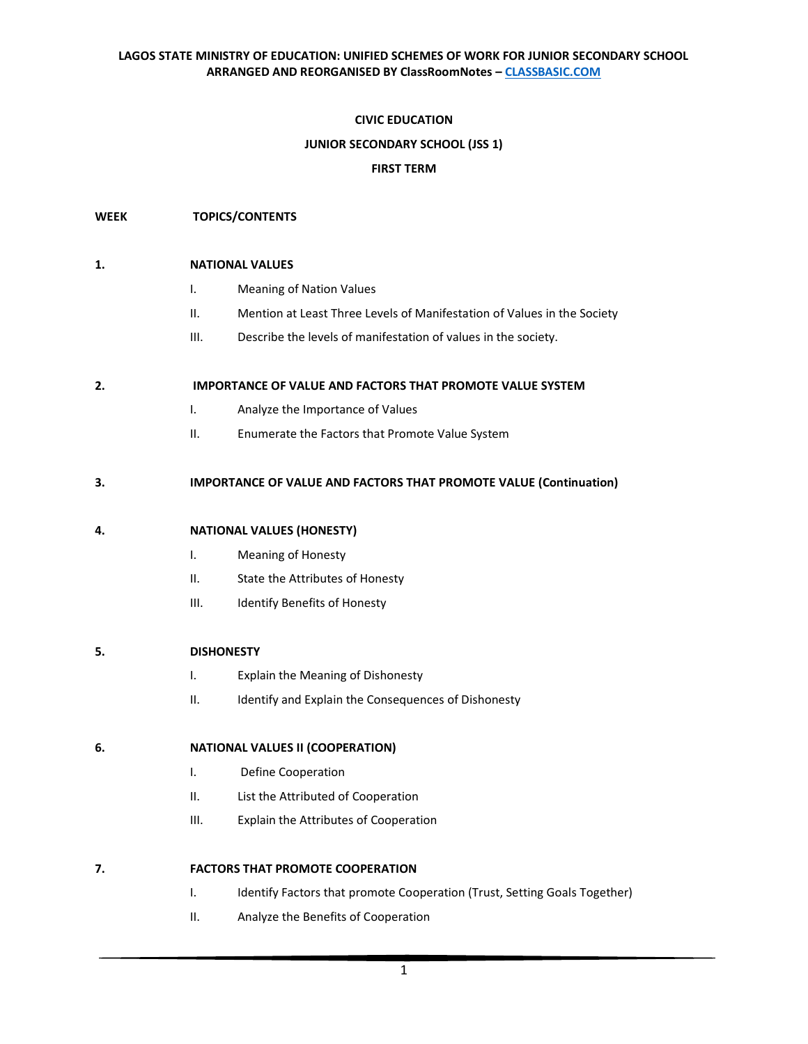**LAGOS STATE MINISTRY OF EDUCATION: UNIFIED SCHEMES OF WORK FOR JUNIOR SECONDARY SCHOOL ARRANGED AND REORGANISED BY ClassRoomNotes – CLASSBASIC.COM**

# CIVIC EDUCATION

## JUNIOR SECONDARY SCHOOL (JSS 1)

## FIRST TERM

**WEEK** **TOPICS/CONTENTS**

**1. NATIONAL VALUES**

- I. Meaning of Nation Values
- II. Mention at Least Three Levels of Manifestation of Values in the Society
- III. Describe the levels of manifestation of values in the society.

**2. IMPORTANCE OF VALUE AND FACTORS THAT PROMOTE VALUE SYSTEM**

- I. Analyze the Importance of Values
- II. Enumerate the Factors that Promote Value System

**3. IMPORTANCE OF VALUE AND FACTORS THAT PROMOTE VALUE (Continuation)**

**4. NATIONAL VALUES (HONESTY)**

- I. Meaning of Honesty
- II. State the Attributes of Honesty
- III. Identify Benefits of Honesty

**5. DISHONESTY**

- I. Explain the Meaning of Dishonesty
- II. Identify and Explain the Consequences of Dishonesty

**6. NATIONAL VALUES II (COOPERATION)**

- I. Define Cooperation
- II. List the Attributed of Cooperation
- III. Explain the Attributes of Cooperation

**7. FACTORS THAT PROMOTE COOPERATION**

- I. Identify Factors that promote Cooperation (Trust, Setting Goals Together)
- II. Analyze the Benefits of Cooperation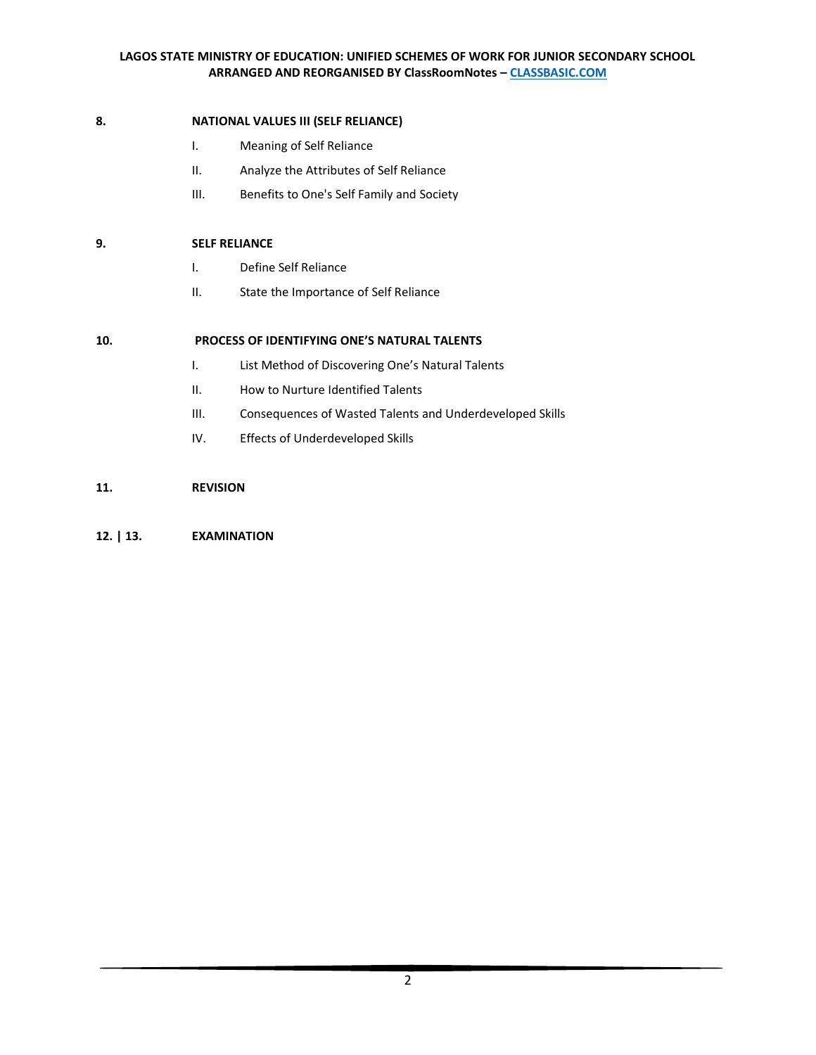**8.** **NATIONAL VALUES III (SELF RELIANCE)**

I. Meaning of Self Reliance

II. Analyze the Attributes of Self Reliance

III. Benefits to One's Self Family and Society

**9.** **SELF RELIANCE**

I. Define Self Reliance

II. State the Importance of Self Reliance

**10.** **PROCESS OF IDENTIFYING ONE'S NATURAL TALENTS**

I. List Method of Discovering One's Natural Talents

II. How to Nurture Identified Talents

III. Consequences of Wasted Talents and Underdeveloped Skills

IV. Effects of Underdeveloped Skills

**11.** **REVISION**

**12. | 13.** **EXAMINATION**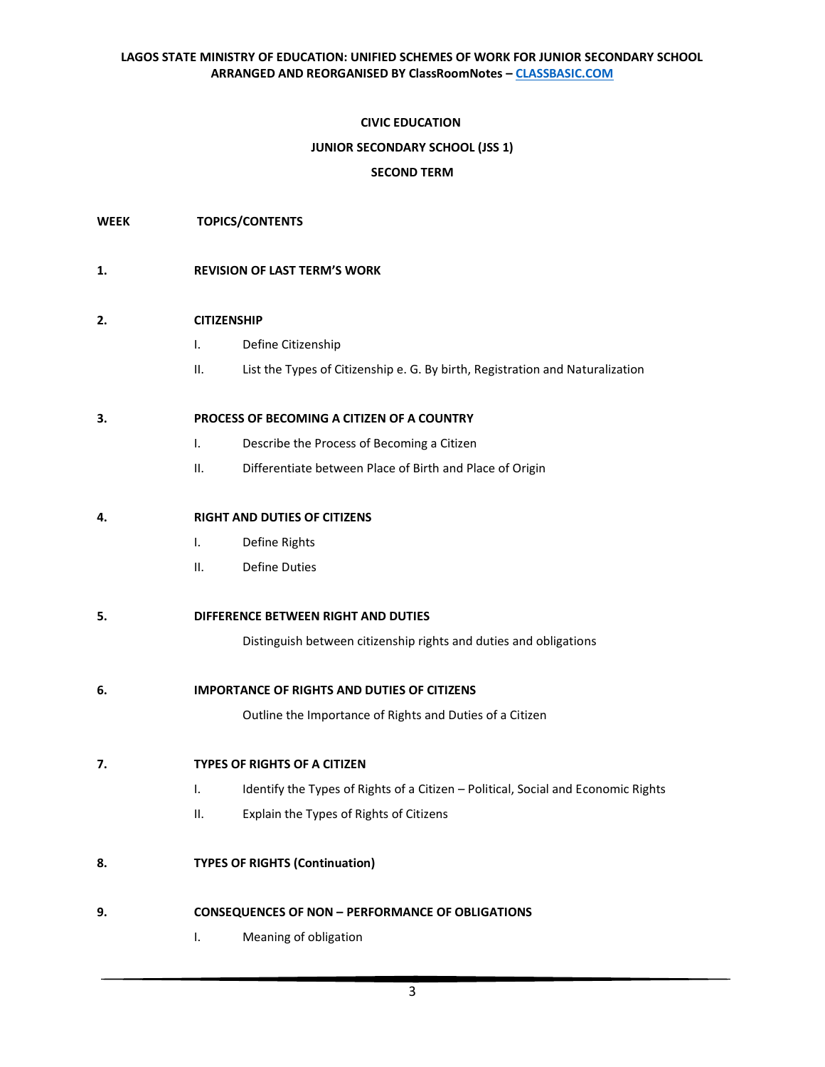# CIVIC EDUCATION

## JUNIOR SECONDARY SCHOOL (JSS 1)

## SECOND TERM

| WEEK | TOPICS/CONTENTS |
| --- | --- |
| 1. | **REVISION OF LAST TERM'S WORK** |
| 2. | **CITIZENSHIP**<br>I. Define Citizenship<br>II. List the Types of Citizenship e. G. By birth, Registration and Naturalization |
| 3. | **PROCESS OF BECOMING A CITIZEN OF A COUNTRY**<br>I. Describe the Process of Becoming a Citizen<br>II. Differentiate between Place of Birth and Place of Origin |
| 4. | **RIGHT AND DUTIES OF CITIZENS**<br>I. Define Rights<br>II. Define Duties |
| 5. | **DIFFERENCE BETWEEN RIGHT AND DUTIES**<br>Distinguish between citizenship rights and duties and obligations |
| 6. | **IMPORTANCE OF RIGHTS AND DUTIES OF CITIZENS**<br>Outline the Importance of Rights and Duties of a Citizen |
| 7. | **TYPES OF RIGHTS OF A CITIZEN**<br>I. Identify the Types of Rights of a Citizen – Political, Social and Economic Rights<br>II. Explain the Types of Rights of Citizens |
| 8. | **TYPES OF RIGHTS (Continuation)** |
| 9. | **CONSEQUENCES OF NON – PERFORMANCE OF OBLIGATIONS**<br>I. Meaning of obligation |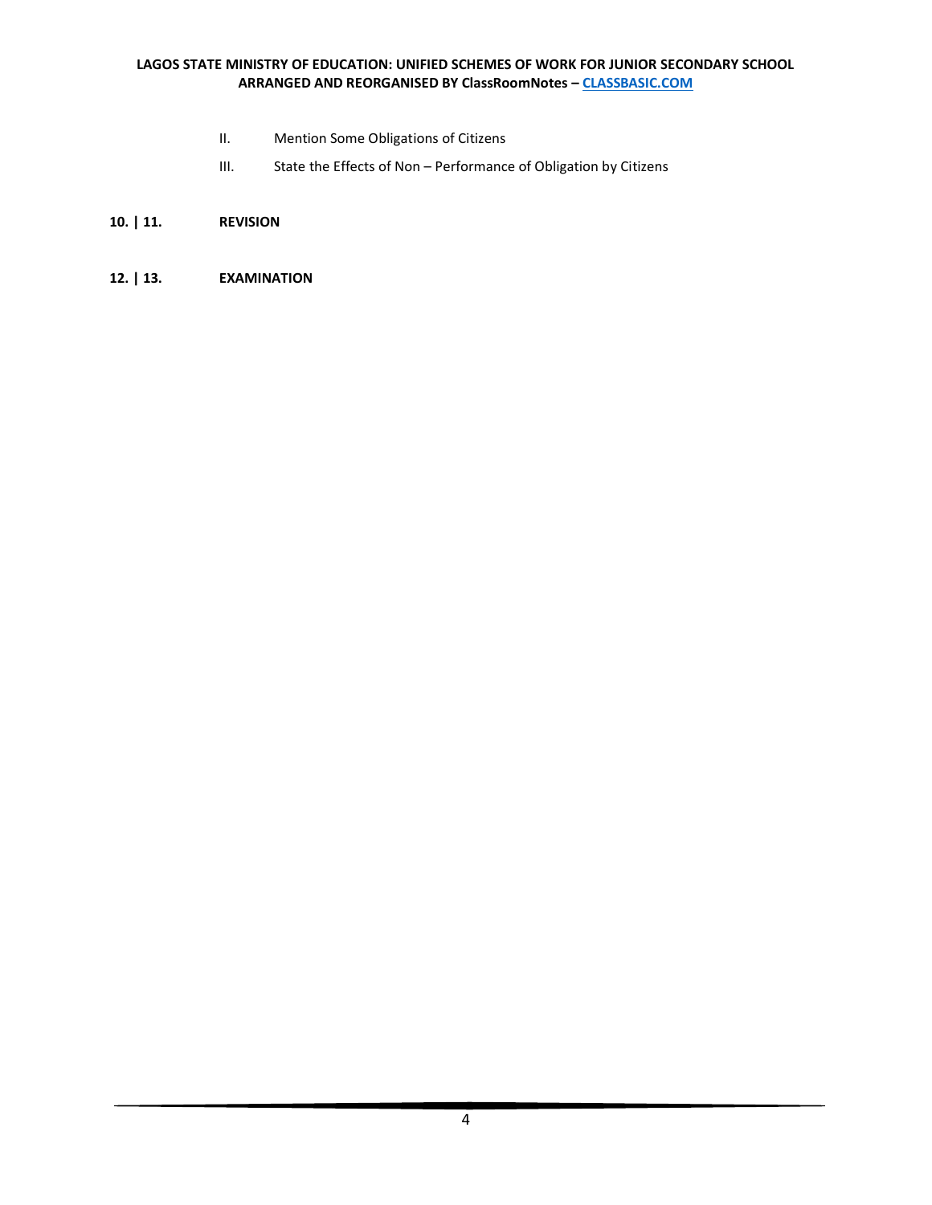II. Mention Some Obligations of Citizens

III. State the Effects of Non – Performance of Obligation by Citizens

**10. | 11.** **REVISION**

**12. | 13.** **EXAMINATION**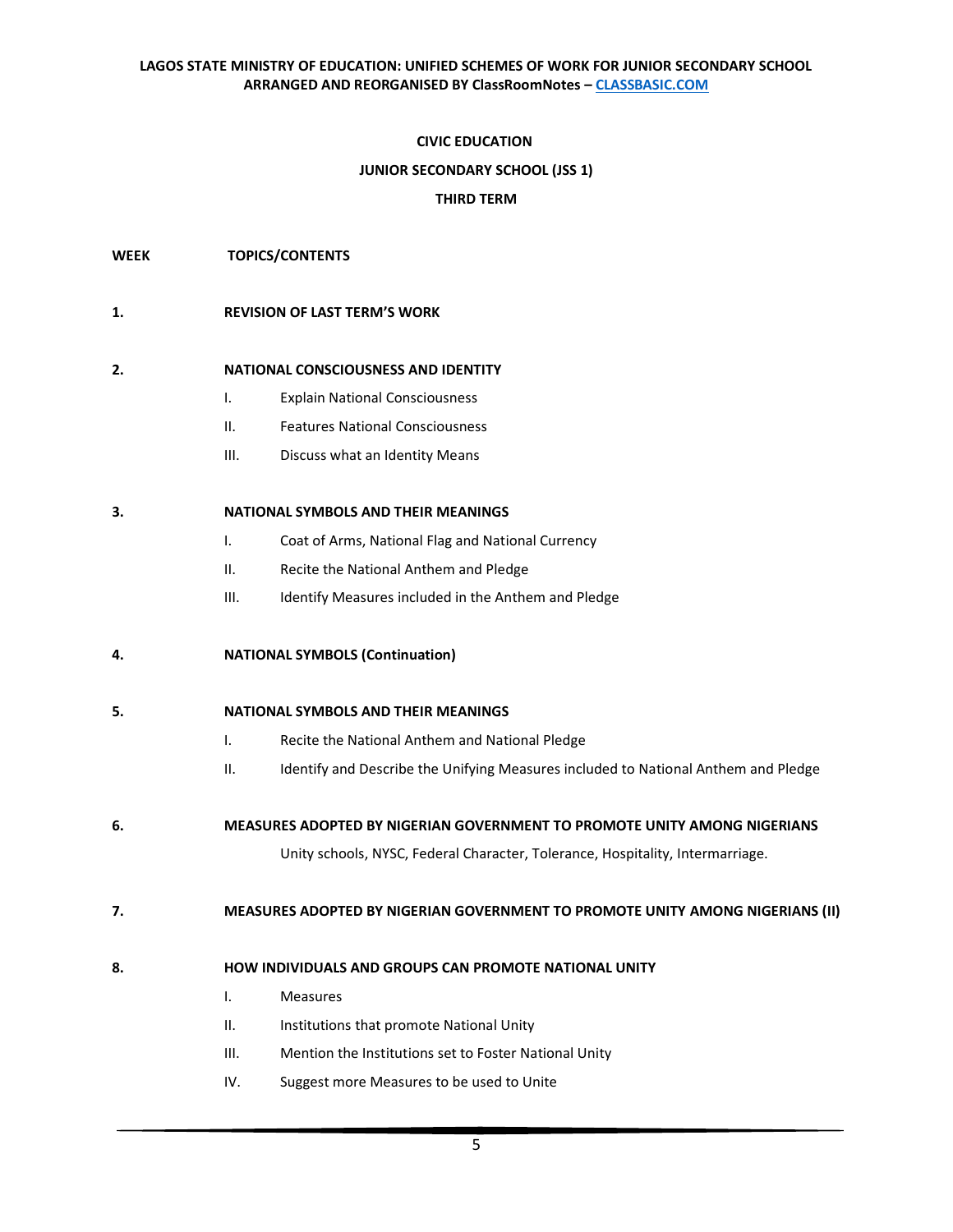**CIVIC EDUCATION**

**JUNIOR SECONDARY SCHOOL (JSS 1)**

**THIRD TERM**

| WEEK | TOPICS/CONTENTS |
| --- | --- |
| 1. | **REVISION OF LAST TERM'S WORK** |
| 2. | **NATIONAL CONSCIOUSNESS AND IDENTITY**<br>I. Explain National Consciousness<br>II. Features National Consciousness<br>III. Discuss what an Identity Means |
| 3. | **NATIONAL SYMBOLS AND THEIR MEANINGS**<br>I. Coat of Arms, National Flag and National Currency<br>II. Recite the National Anthem and Pledge<br>III. Identify Measures included in the Anthem and Pledge |
| 4. | **NATIONAL SYMBOLS (Continuation)** |
| 5. | **NATIONAL SYMBOLS AND THEIR MEANINGS**<br>I. Recite the National Anthem and National Pledge<br>II. Identify and Describe the Unifying Measures included to National Anthem and Pledge |
| 6. | **MEASURES ADOPTED BY NIGERIAN GOVERNMENT TO PROMOTE UNITY AMONG NIGERIANS**<br>Unity schools, NYSC, Federal Character, Tolerance, Hospitality, Intermarriage. |
| 7. | **MEASURES ADOPTED BY NIGERIAN GOVERNMENT TO PROMOTE UNITY AMONG NIGERIANS (II)** |
| 8. | **HOW INDIVIDUALS AND GROUPS CAN PROMOTE NATIONAL UNITY**<br>I. Measures<br>II. Institutions that promote National Unity<br>III. Mention the Institutions set to Foster National Unity<br>IV. Suggest more Measures to be used to Unite |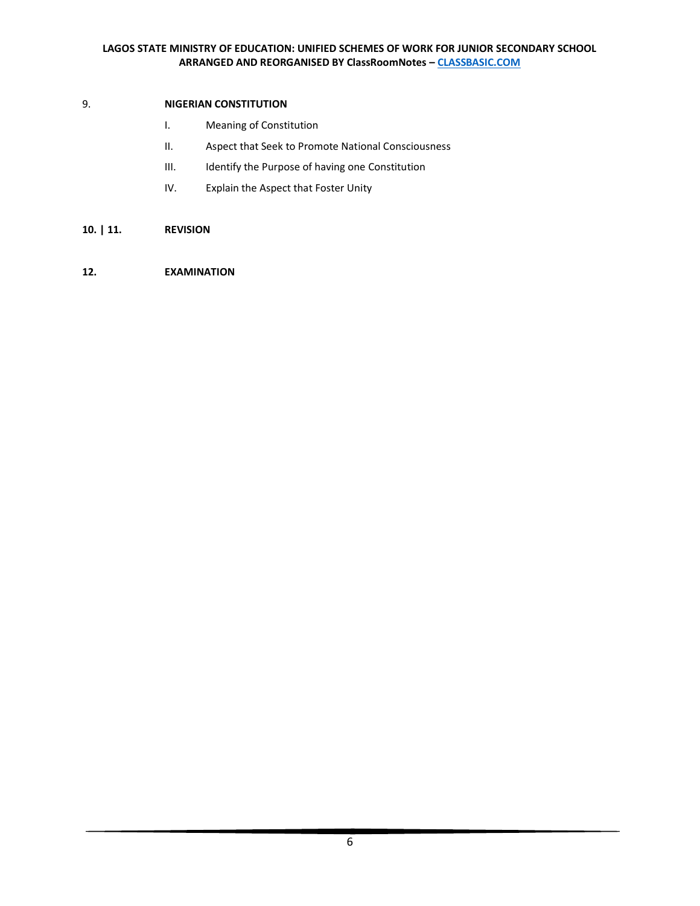9. **NIGERIAN CONSTITUTION**

   I. Meaning of Constitution

   II. Aspect that Seek to Promote National Consciousness

   III. Identify the Purpose of having one Constitution

   IV. Explain the Aspect that Foster Unity

**10. | 11.** **REVISION**

**12.** **EXAMINATION**